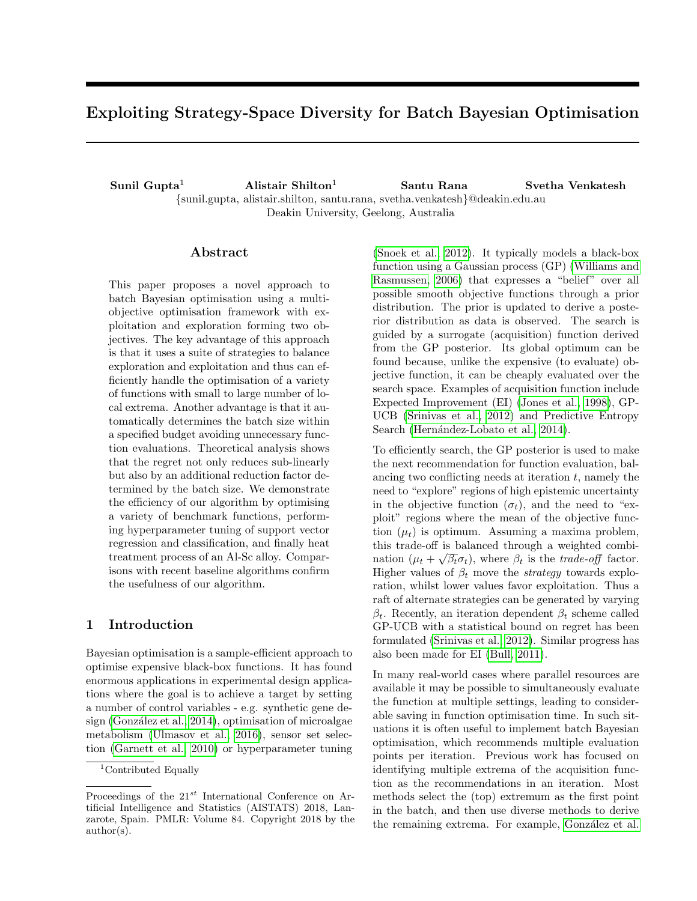# Exploiting Strategy-Space Diversity for Batch Bayesian Optimisation

**Sunil Gupta**[1] **Alistair Shilton**[1] **Santu Rana** **Svetha Venkatesh**

{sunil.gupta, alistair.shilton, santu.rana, svetha.venkatesh}@deakin.edu.au

Deakin University, Geelong, Australia

## Abstract

This paper proposes a novel approach to batch Bayesian optimisation using a multi-objective optimisation framework with exploitation and exploration forming two objectives. The key advantage of this approach is that it uses a suite of strategies to balance exploration and exploitation and thus can efficiently handle the optimisation of a variety of functions with small to large number of local extrema. Another advantage is that it automatically determines the batch size within a specified budget avoiding unnecessary function evaluations. Theoretical analysis shows that the regret not only reduces sub-linearly but also by an additional reduction factor determined by the batch size. We demonstrate the efficiency of our algorithm by optimising a variety of benchmark functions, performing hyperparameter tuning of support vector regression and classification, and finally heat treatment process of an Al-Sc alloy. Comparisons with recent baseline algorithms confirm the usefulness of our algorithm.

## 1 Introduction

Bayesian optimisation is a sample-efficient approach to optimise expensive black-box functions. It has found enormous applications in experimental design applications where the goal is to achieve a target by setting a number of control variables - e.g. synthetic gene design (González et al., 2014), optimisation of microalgae metabolism (Ulmasov et al., 2016), sensor set selection (Garnett et al., 2010) or hyperparameter tuning (Snoek et al., 2012). It typically models a black-box function using a Gaussian process (GP) (Williams and Rasmussen, 2006) that expresses a "belief" over all possible smooth objective functions through a prior distribution. The prior is updated to derive a posterior distribution as data is observed. The search is guided by a surrogate (acquisition) function derived from the GP posterior. Its global optimum can be found because, unlike the expensive (to evaluate) objective function, it can be cheaply evaluated over the search space. Examples of acquisition function include Expected Improvement (EI) (Jones et al., 1998), GP-UCB (Srinivas et al., 2012) and Predictive Entropy Search (Hernández-Lobato et al., 2014).

To efficiently search, the GP posterior is used to make the next recommendation for function evaluation, balancing two conflicting needs at iteration $t$, namely the need to "explore" regions of high epistemic uncertainty in the objective function ($\sigma_t$), and the need to "exploit" regions where the mean of the objective function ($\mu_t$) is optimum. Assuming a maxima problem, this trade-off is balanced through a weighted combination ($\mu_t + \sqrt{\beta_t}\sigma_t$), where $\beta_t$ is the *trade-off* factor. Higher values of $\beta_t$ move the *strategy* towards exploration, whilst lower values favor exploitation. Thus a raft of alternate strategies can be generated by varying $\beta_t$. Recently, an iteration dependent $\beta_t$ scheme called GP-UCB with a statistical bound on regret has been formulated (Srinivas et al., 2012). Similar progress has also been made for EI (Bull, 2011).

In many real-world cases where parallel resources are available it may be possible to simultaneously evaluate the function at multiple settings, leading to considerable saving in function optimisation time. In such situations it is often useful to implement batch Bayesian optimisation, which recommends multiple evaluation points per iteration. Previous work has focused on identifying multiple extrema of the acquisition function as the recommendations in an iteration. Most methods select the (top) extremum as the first point in the batch, and then use diverse methods to derive the remaining extrema. For example, González et al.

[1]Contributed Equally

Proceedings of the 21[st] International Conference on Artificial Intelligence and Statistics (AISTATS) 2018, Lanzarote, Spain. PMLR: Volume 84. Copyright 2018 by the author(s).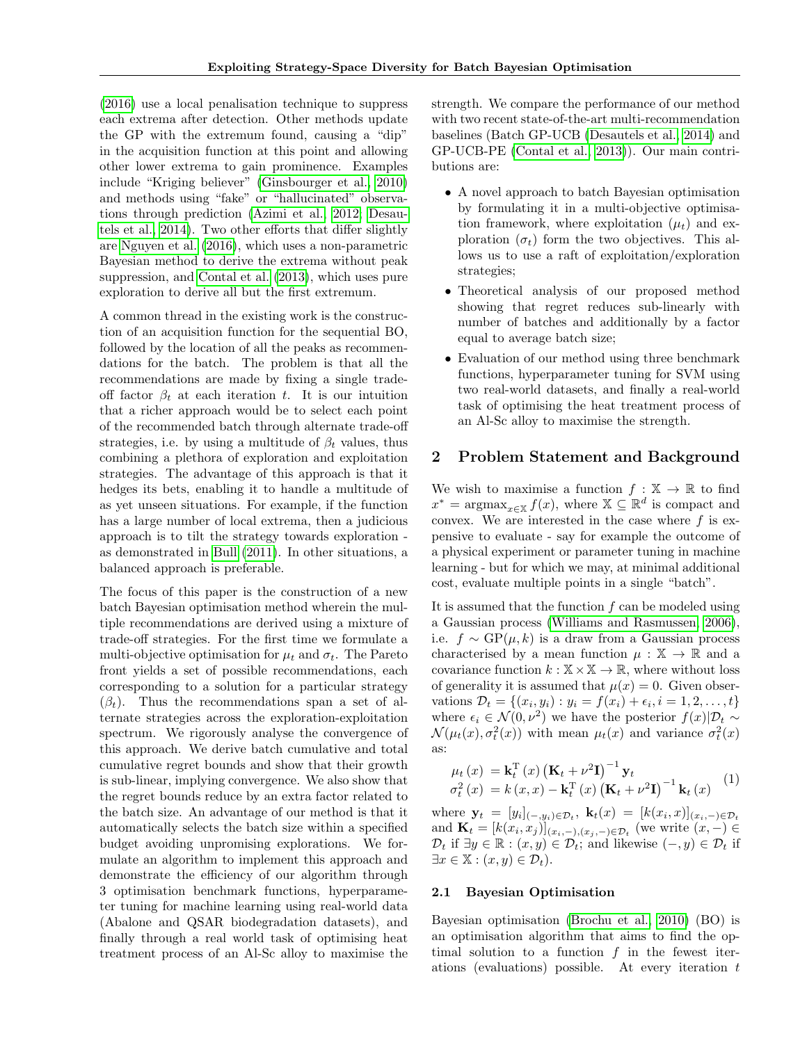(2016) use a local penalisation technique to suppress each extrema after detection. Other methods update the GP with the extremum found, causing a "dip" in the acquisition function at this point and allowing other lower extrema to gain prominence. Examples include "Kriging believer" (Ginsbourger et al., 2010) and methods using "fake" or "hallucinated" observations through prediction (Azimi et al., 2012; Desautels et al., 2014). Two other efforts that differ slightly are Nguyen et al. (2016), which uses a non-parametric Bayesian method to derive the extrema without peak suppression, and Contal et al. (2013), which uses pure exploration to derive all but the first extremum.

A common thread in the existing work is the construction of an acquisition function for the sequential BO, followed by the location of all the peaks as recommendations for the batch. The problem is that all the recommendations are made by fixing a single tradeoff factor $\beta_t$ at each iteration $t$. It is our intuition that a richer approach would be to select each point of the recommended batch through alternate trade-off strategies, i.e. by using a multitude of $\beta_t$ values, thus combining a plethora of exploration and exploitation strategies. The advantage of this approach is that it hedges its bets, enabling it to handle a multitude of as yet unseen situations. For example, if the function has a large number of local extrema, then a judicious approach is to tilt the strategy towards exploration - as demonstrated in Bull (2011). In other situations, a balanced approach is preferable.

The focus of this paper is the construction of a new batch Bayesian optimisation method wherein the multiple recommendations are derived using a mixture of trade-off strategies. For the first time we formulate a multi-objective optimisation for $\mu_t$ and $\sigma_t$. The Pareto front yields a set of possible recommendations, each corresponding to a solution for a particular strategy ($\beta_t$). Thus the recommendations span a set of alternate strategies across the exploration-exploitation spectrum. We rigorously analyse the convergence of this approach. We derive batch cumulative and total cumulative regret bounds and show that their growth is sub-linear, implying convergence. We also show that the regret bounds reduce by an extra factor related to the batch size. An advantage of our method is that it automatically selects the batch size within a specified budget avoiding unpromising explorations. We formulate an algorithm to implement this approach and demonstrate the efficiency of our algorithm through 3 optimisation benchmark functions, hyperparameter tuning for machine learning using real-world data (Abalone and QSAR biodegradation datasets), and finally through a real world task of optimising heat treatment process of an Al-Sc alloy to maximise the strength. We compare the performance of our method with two recent state-of-the-art multi-recommendation baselines (Batch GP-UCB (Desautels et al., 2014) and GP-UCB-PE (Contal et al., 2013)). Our main contributions are:

- A novel approach to batch Bayesian optimisation by formulating it in a multi-objective optimisation framework, where exploitation ($\mu_t$) and exploration ($\sigma_t$) form the two objectives. This allows us to use a raft of exploitation/exploration strategies;
- Theoretical analysis of our proposed method showing that regret reduces sub-linearly with number of batches and additionally by a factor equal to average batch size;
- Evaluation of our method using three benchmark functions, hyperparameter tuning for SVM using two real-world datasets, and finally a real-world task of optimising the heat treatment process of an Al-Sc alloy to maximise the strength.

## 2 Problem Statement and Background

We wish to maximise a function $f : \mathbb{X} \to \mathbb{R}$ to find $x^* = \text{argmax}_{x \in \mathbb{X}} f(x)$, where $\mathbb{X} \subseteq \mathbb{R}^d$ is compact and convex. We are interested in the case where $f$ is expensive to evaluate - say for example the outcome of a physical experiment or parameter tuning in machine learning - but for which we may, at minimal additional cost, evaluate multiple points in a single "batch".

It is assumed that the function $f$ can be modeled using a Gaussian process (Williams and Rasmussen, 2006), i.e. $f \sim \text{GP}(\mu, k)$ is a draw from a Gaussian process characterised by a mean function $\mu : \mathbb{X} \to \mathbb{R}$ and a covariance function $k : \mathbb{X} \times \mathbb{X} \to \mathbb{R}$, where without loss of generality it is assumed that $\mu(x) = 0$. Given observations $\mathcal{D}_t = \{(x_i, y_i) : y_i = f(x_i) + \epsilon_i, i = 1, 2, \ldots, t\}$ where $\epsilon_i \in \mathcal{N}(0, \nu^2)$ we have the posterior $f(x)|\mathcal{D}_t \sim \mathcal{N}(\mu_t(x), \sigma_t^2(x))$ with mean $\mu_t(x)$ and variance $\sigma_t^2(x)$ as:

$$
\begin{aligned}
\mu_t(x) &= \mathbf{k}_t^{\mathrm{T}}(x) \left(\mathbf{K}_t + \nu^2 \mathbf{I}\right)^{-1} \mathbf{y}_t \\
\sigma_t^2(x) &= k(x, x) - \mathbf{k}_t^{\mathrm{T}}(x) \left(\mathbf{K}_t + \nu^2 \mathbf{I}\right)^{-1} \mathbf{k}_t(x)
\end{aligned}
\tag{1}
$$

where $\mathbf{y}_t = [y_i]_{(-,y_i) \in \mathcal{D}_t}$, $\mathbf{k}_t(x) = [k(x_i, x)]_{(x_i,-) \in \mathcal{D}_t}$ and $\mathbf{K}_t = [k(x_i, x_j)]_{(x_i,-),(x_j,-) \in \mathcal{D}_t}$ (we write $(x, -) \in \mathcal{D}_t$ if $\exists y \in \mathbb{R} : (x, y) \in \mathcal{D}_t$; and likewise $(-, y) \in \mathcal{D}_t$ if $\exists x \in \mathbb{X} : (x, y) \in \mathcal{D}_t$).

### 2.1 Bayesian Optimisation

Bayesian optimisation (Brochu et al., 2010) (BO) is an optimisation algorithm that aims to find the optimal solution to a function $f$ in the fewest iterations (evaluations) possible. At every iteration $t$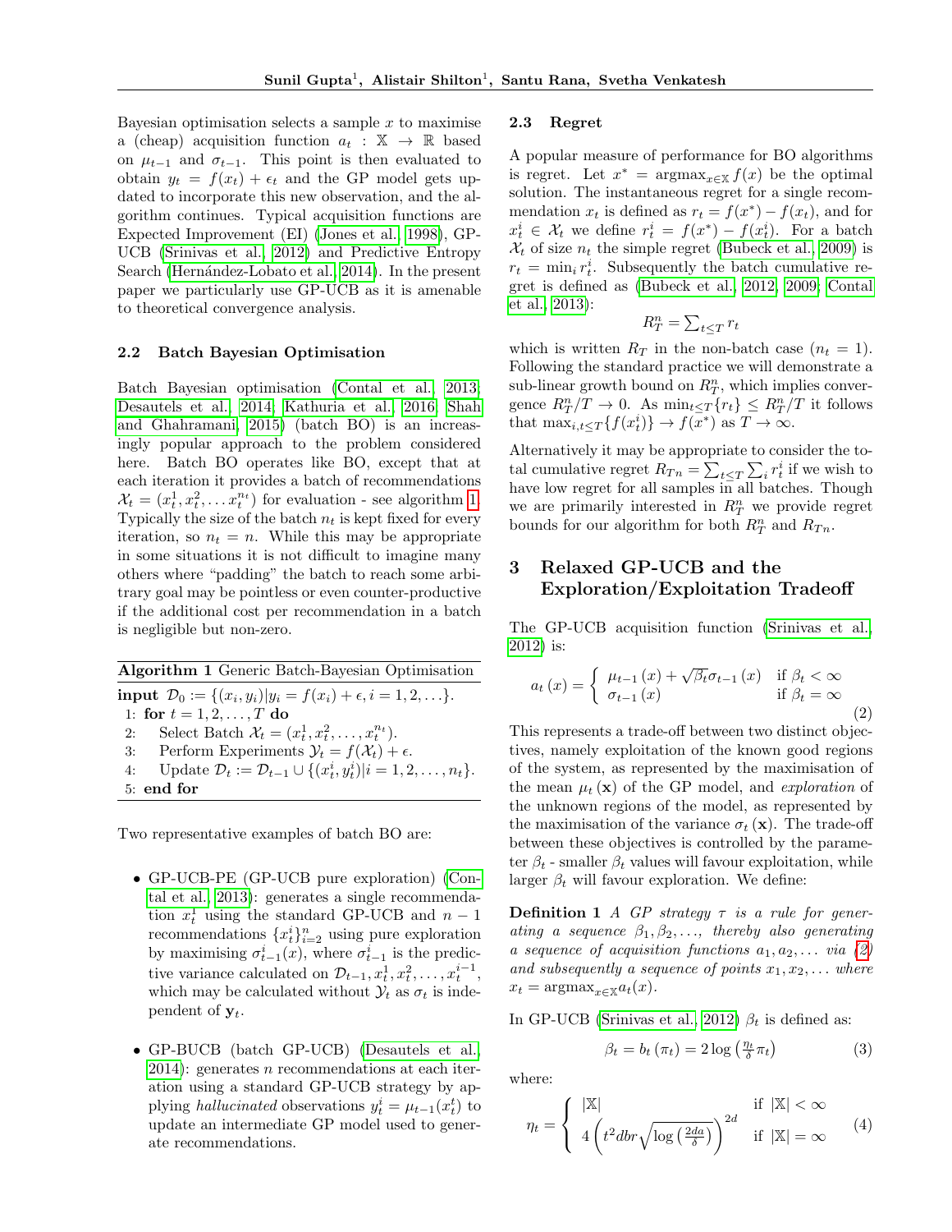Bayesian optimisation selects a sample $x$ to maximise a (cheap) acquisition function $a_t : \mathbb{X} \to \mathbb{R}$ based on $\mu_{t-1}$ and $\sigma_{t-1}$. This point is then evaluated to obtain $y_t = f(x_t) + \epsilon_t$ and the GP model gets updated to incorporate this new observation, and the algorithm continues. Typical acquisition functions are Expected Improvement (EI) (Jones et al., 1998), GP-UCB (Srinivas et al., 2012) and Predictive Entropy Search (Hernández-Lobato et al., 2014). In the present paper we particularly use GP-UCB as it is amenable to theoretical convergence analysis.

### 2.2 Batch Bayesian Optimisation

Batch Bayesian optimisation (Contal et al., 2013; Desautels et al., 2014; Kathuria et al., 2016; Shah and Ghahramani, 2015) (batch BO) is an increasingly popular approach to the problem considered here. Batch BO operates like BO, except that at each iteration it provides a batch of recommendations $\mathcal{X}_t = (x_t^1, x_t^2, \ldots x_t^{n_t})$ for evaluation - see algorithm 1. Typically the size of the batch $n_t$ is kept fixed for every iteration, so $n_t = n$. While this may be appropriate in some situations it is not difficult to imagine many others where "padding" the batch to reach some arbitrary goal may be pointless or even counter-productive if the additional cost per recommendation in a batch is negligible but non-zero.

**Algorithm 1** Generic Batch-Bayesian Optimisation

**input** $\mathcal{D}_0 := \{(x_i, y_i) | y_i = f(x_i) + \epsilon, i = 1, 2, \ldots\}$.
1: **for** $t = 1, 2, \ldots, T$ **do**
2: Select Batch $\mathcal{X}_t = (x_t^1, x_t^2, \ldots, x_t^{n_t})$.
3: Perform Experiments $\mathcal{Y}_t = f(\mathcal{X}_t) + \epsilon$.
4: Update $\mathcal{D}_t := \mathcal{D}_{t-1} \cup \{(x_t^i, y_t^i) | i = 1, 2, \ldots, n_t\}$.
5: **end for**

Two representative examples of batch BO are:

- GP-UCB-PE (GP-UCB pure exploration) (Contal et al., 2013): generates a single recommendation $x_t^1$ using the standard GP-UCB and $n-1$ recommendations $\{x_t^i\}_{i=2}^n$ using pure exploration by maximising $\sigma_{t-1}^i(x)$, where $\sigma_{t-1}^i$ is the predictive variance calculated on $\mathcal{D}_{t-1}, x_t^1, x_t^2, \ldots, x_t^{i-1}$, which may be calculated without $\mathcal{Y}_t$ as $\sigma_t$ is independent of $\mathbf{y}_t$.

- GP-BUCB (batch GP-UCB) (Desautels et al., 2014): generates $n$ recommendations at each iteration using a standard GP-UCB strategy by applying *hallucinated* observations $y_t^i = \mu_{t-1}(x_t^i)$ to update an intermediate GP model used to generate recommendations.

### 2.3 Regret

A popular measure of performance for BO algorithms is regret. Let $x^* = \text{argmax}_{x \in \mathbb{X}} f(x)$ be the optimal solution. The instantaneous regret for a single recommendation $x_t$ is defined as $r_t = f(x^*) - f(x_t)$, and for $x_t^i \in \mathcal{X}_t$ we define $r_t^i = f(x^*) - f(x_t^i)$. For a batch $\mathcal{X}_t$ of size $n_t$ the simple regret (Bubeck et al., 2009) is $r_t = \min_i r_t^i$. Subsequently the batch cumulative regret is defined as (Bubeck et al., 2012, 2009; Contal et al., 2013):

$$R_T^n = \sum_{t \leq T} r_t$$

which is written $R_T$ in the non-batch case ($n_t = 1$). Following the standard practice we will demonstrate a sub-linear growth bound on $R_T^n$, which implies convergence $R_T^n / T \to 0$. As $\min_{t \leq T}\{r_t\} \leq R_T^n / T$ it follows that $\max_{i, t \leq T}\{f(x_t^i)\} \to f(x^*)$ as $T \to \infty$.

Alternatively it may be appropriate to consider the total cumulative regret $R_{Tn} = \sum_{t \leq T} \sum_i r_t^i$ if we wish to have low regret for all samples in all batches. Though we are primarily interested in $R_T^n$ we provide regret bounds for our algorithm for both $R_T^n$ and $R_{Tn}$.

## 3 Relaxed GP-UCB and the Exploration/Exploitation Tradeoff

The GP-UCB acquisition function (Srinivas et al., 2012) is:

$$a_t(x) = \begin{cases} \mu_{t-1}(x) + \sqrt{\beta_t} \sigma_{t-1}(x) & \text{if } \beta_t < \infty \\ \sigma_{t-1}(x) & \text{if } \beta_t = \infty \end{cases} \tag{2}$$

This represents a trade-off between two distinct objectives, namely exploitation of the known good regions of the system, as represented by the maximisation of the mean $\mu_t(\mathbf{x})$ of the GP model, and *exploration* of the unknown regions of the model, as represented by the maximisation of the variance $\sigma_t(\mathbf{x})$. The trade-off between these objectives is controlled by the parameter $\beta_t$ - smaller $\beta_t$ values will favour exploitation, while larger $\beta_t$ will favour exploration. We define:

**Definition 1** *A GP strategy $\tau$ is a rule for generating a sequence $\beta_1, \beta_2, \ldots$, thereby also generating a sequence of acquisition functions $a_1, a_2, \ldots$ via (2) and subsequently a sequence of points $x_1, x_2, \ldots$ where $x_t = \text{argmax}_{x \in \mathbb{X}} a_t(x)$.*

In GP-UCB (Srinivas et al., 2012) $\beta_t$ is defined as:

$$\beta_t = b_t(\pi_t) = 2 \log\left(\frac{\eta_t}{\delta} \pi_t\right) \tag{3}$$

where:

$$\eta_t = \begin{cases} |\mathbb{X}| & \text{if } |\mathbb{X}| < \infty \\ 4\left(t^2 dbr \sqrt{\log\left(\frac{2da}{\delta}\right)}\right)^{2d} & \text{if } |\mathbb{X}| = \infty \end{cases} \tag{4}$$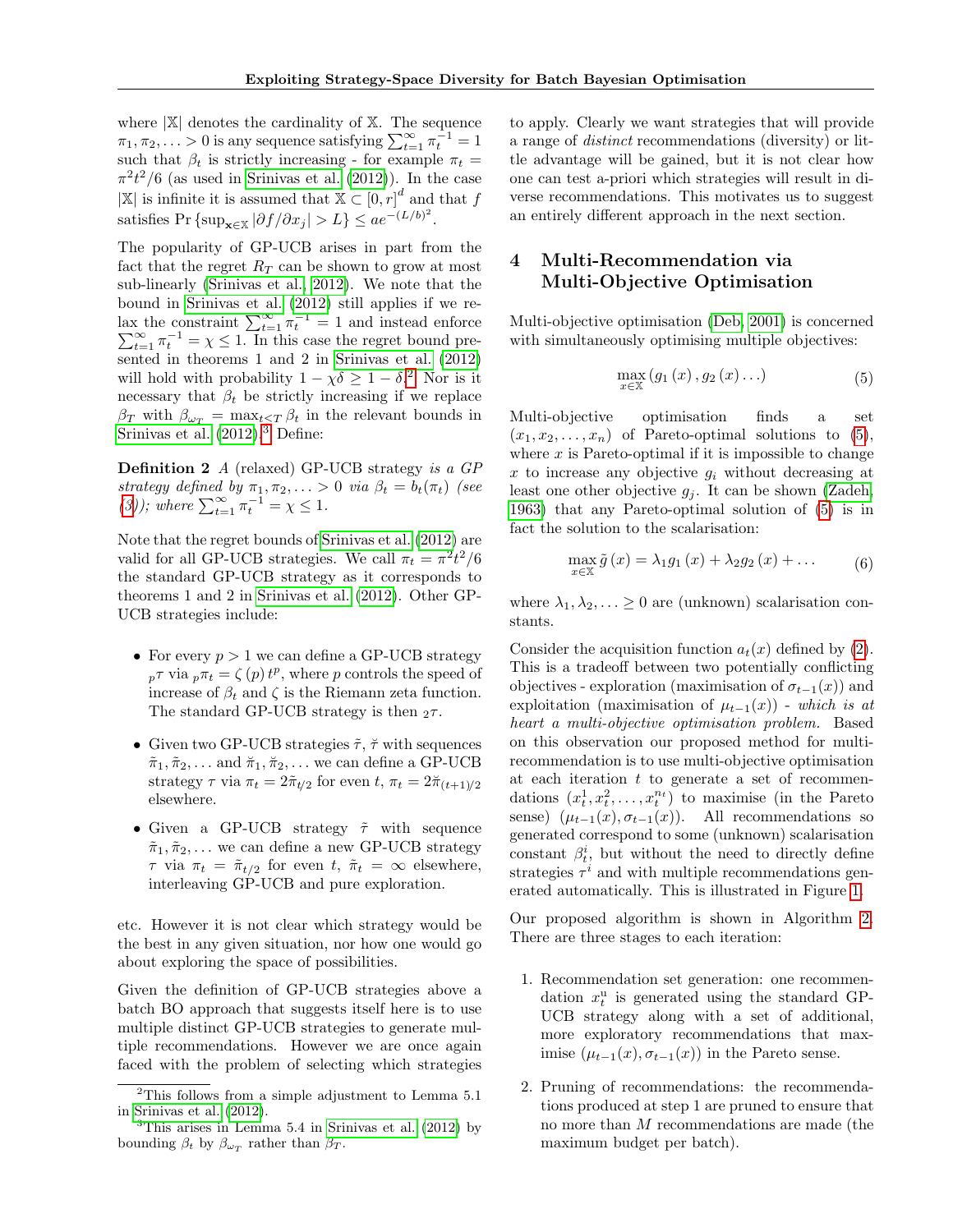where $|\mathbb{X}|$ denotes the cardinality of $\mathbb{X}$. The sequence $\pi_1, \pi_2, \ldots > 0$ is any sequence satisfying $\sum_{t=1}^{\infty} \pi_t^{-1} = 1$ such that $\beta_t$ is strictly increasing - for example $\pi_t = \pi^2 t^2/6$ (as used in Srinivas et al. (2012)). In the case $|\mathbb{X}|$ is infinite it is assumed that $\mathbb{X} \subset [0, r]^d$ and that $f$ satisfies $\Pr\{\sup_{\mathbf{x}\in\mathbb{X}} |\partial f/\partial x_j| > L\} \leq a e^{-(L/b)^2}$.

The popularity of GP-UCB arises in part from the fact that the regret $R_T$ can be shown to grow at most sub-linearly (Srinivas et al., 2012). We note that the bound in Srinivas et al. (2012) still applies if we relax the constraint $\sum_{t=1}^{\infty} \pi_t^{-1} = 1$ and instead enforce $\sum_{t=1}^{\infty} \pi_t^{-1} = \chi \leq 1$. In this case the regret bound presented in theorems 1 and 2 in Srinivas et al. (2012) will hold with probability $1 - \chi\delta \geq 1 - \delta$.[2] Nor is it necessary that $\beta_t$ be strictly increasing if we replace $\beta_T$ with $\beta_{\omega_T} = \max_{t<T} \beta_t$ in the relevant bounds in Srinivas et al. (2012).[3] Define:

**Definition 2** *A (relaxed)* GP-UCB strategy *is a GP strategy defined by $\pi_1, \pi_2, \ldots > 0$ via $\beta_t = b_t(\pi_t)$ (see (3)); where $\sum_{t=1}^{\infty} \pi_t^{-1} = \chi \leq 1$.*

Note that the regret bounds of Srinivas et al. (2012) are valid for all GP-UCB strategies. We call $\pi_t = \pi^2 t^2/6$ the standard GP-UCB strategy as it corresponds to theorems 1 and 2 in Srinivas et al. (2012). Other GP-UCB strategies include:

- For every $p > 1$ we can define a GP-UCB strategy ${}_p\tau$ via ${}_p\pi_t = \zeta(p)\, t^p$, where $p$ controls the speed of increase of $\beta_t$ and $\zeta$ is the Riemann zeta function. The standard GP-UCB strategy is then ${}_2\tau$.
- Given two GP-UCB strategies $\tilde{\tau}$, $\breve{\tau}$ with sequences $\tilde{\pi}_1, \tilde{\pi}_2, \ldots$ and $\breve{\pi}_1, \breve{\pi}_2, \ldots$ we can define a GP-UCB strategy $\tau$ via $\pi_t = 2\tilde{\pi}_{t/2}$ for even $t$, $\pi_t = 2\breve{\pi}_{(t+1)/2}$ elsewhere.
- Given a GP-UCB strategy $\tilde{\tau}$ with sequence $\tilde{\pi}_1, \tilde{\pi}_2, \ldots$ we can define a new GP-UCB strategy $\tau$ via $\pi_t = \tilde{\pi}_{t/2}$ for even $t$, $\tilde{\pi}_t = \infty$ elsewhere, interleaving GP-UCB and pure exploration.

etc. However it is not clear which strategy would be the best in any given situation, nor how one would go about exploring the space of possibilities.

Given the definition of GP-UCB strategies above a batch BO approach that suggests itself here is to use multiple distinct GP-UCB strategies to generate multiple recommendations. However we are once again faced with the problem of selecting which strategies to apply. Clearly we want strategies that will provide a range of *distinct* recommendations (diversity) or little advantage will be gained, but it is not clear how one can test a-priori which strategies will result in diverse recommendations. This motivates us to suggest an entirely different approach in the next section.

## 4 Multi-Recommendation via Multi-Objective Optimisation

Multi-objective optimisation (Deb, 2001) is concerned with simultaneously optimising multiple objectives:

$$\max_{x\in\mathbb{X}} \left(g_1(x), g_2(x) \ldots\right) \tag{5}$$

Multi-objective optimisation finds a set $(x_1, x_2, \ldots, x_n)$ of Pareto-optimal solutions to (5), where $x$ is Pareto-optimal if it is impossible to change $x$ to increase any objective $g_i$ without decreasing at least one other objective $g_j$. It can be shown (Zadeh, 1963) that any Pareto-optimal solution of (5) is in fact the solution to the scalarisation:

$$\max_{x\in\mathbb{X}} \tilde{g}(x) = \lambda_1 g_1(x) + \lambda_2 g_2(x) + \ldots \tag{6}$$

where $\lambda_1, \lambda_2, \ldots \geq 0$ are (unknown) scalarisation constants.

Consider the acquisition function $a_t(x)$ defined by (2). This is a tradeoff between two potentially conflicting objectives - exploration (maximisation of $\sigma_{t-1}(x)$) and exploitation (maximisation of $\mu_{t-1}(x)$) - *which is at heart a multi-objective optimisation problem.* Based on this observation our proposed method for multi-recommendation is to use multi-objective optimisation at each iteration $t$ to generate a set of recommendations $(x_t^1, x_t^2, \ldots, x_t^{n_t})$ to maximise (in the Pareto sense) $(\mu_{t-1}(x), \sigma_{t-1}(x))$. All recommendations so generated correspond to some (unknown) scalarisation constant $\beta_t^i$, but without the need to directly define strategies $\tau^i$ and with multiple recommendations generated automatically. This is illustrated in Figure 1.

Our proposed algorithm is shown in Algorithm 2. There are three stages to each iteration:

1. Recommendation set generation: one recommendation $x_t^{\mathrm{u}}$ is generated using the standard GP-UCB strategy along with a set of additional, more exploratory recommendations that maximise $(\mu_{t-1}(x), \sigma_{t-1}(x))$ in the Pareto sense.
2. Pruning of recommendations: the recommendations produced at step 1 are pruned to ensure that no more than $M$ recommendations are made (the maximum budget per batch).

[2] This follows from a simple adjustment to Lemma 5.1 in Srinivas et al. (2012).

[3] This arises in Lemma 5.4 in Srinivas et al. (2012) by bounding $\beta_t$ by $\beta_{\omega_T}$ rather than $\beta_T$.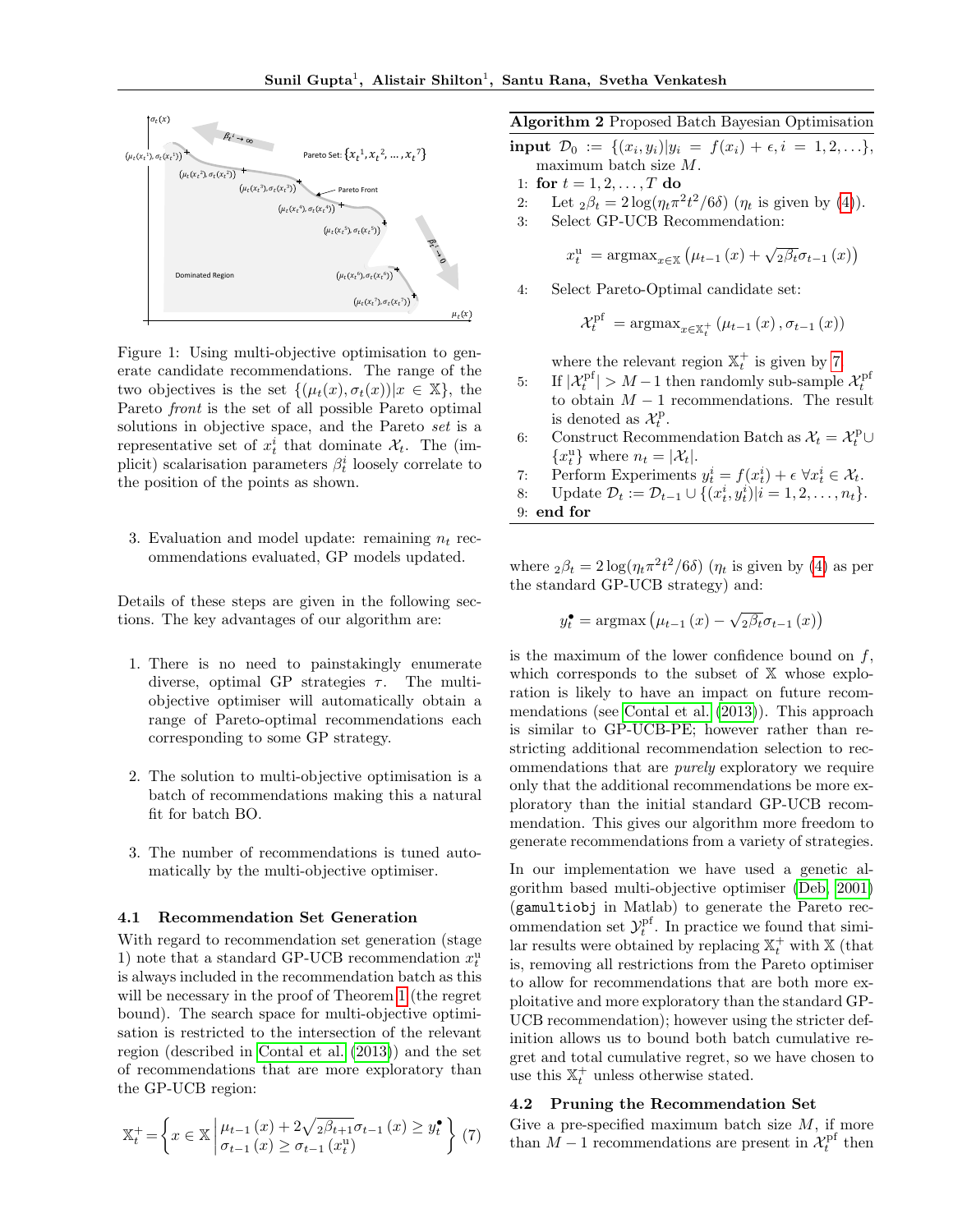Figure 1: Using multi-objective optimisation to generate candidate recommendations. The range of the two objectives is the set $\{(\mu_t(x), \sigma_t(x)) | x \in \mathbb{X}\}$, the Pareto *front* is the set of all possible Pareto optimal solutions in objective space, and the Pareto *set* is a representative set of $x_t^i$ that dominate $\mathcal{X}_t$. The (implicit) scalarisation parameters $\beta_t^i$ loosely correlate to the position of the points as shown.

3. Evaluation and model update: remaining $n_t$ recommendations evaluated, GP models updated.

Details of these steps are given in the following sections. The key advantages of our algorithm are:

1. There is no need to painstakingly enumerate diverse, optimal GP strategies $\tau$. The multi-objective optimiser will automatically obtain a range of Pareto-optimal recommendations each corresponding to some GP strategy.

2. The solution to multi-objective optimisation is a batch of recommendations making this a natural fit for batch BO.

3. The number of recommendations is tuned automatically by the multi-objective optimiser.

### 4.1 Recommendation Set Generation

With regard to recommendation set generation (stage 1) note that a standard GP-UCB recommendation $x_t^{\rm u}$ is always included in the recommendation batch as this will be necessary in the proof of Theorem 1 (the regret bound). The search space for multi-objective optimisation is restricted to the intersection of the relevant region (described in Contal et al. (2013)) and the set of recommendations that are more exploratory than the GP-UCB region:

$$\mathbb{X}_t^+ = \left\{ x \in \mathbb{X} \left| \begin{array}{l} \mu_{t-1}(x) + 2\sqrt{{}_2\beta_{t+1}}\sigma_{t-1}(x) \geq y_t^\bullet \\ \sigma_{t-1}(x) \geq \sigma_{t-1}(x_t^{\rm u}) \end{array} \right. \right\} \quad (7)$$

**Algorithm 2** Proposed Batch Bayesian Optimisation

**input** $\mathcal{D}_0 := \{(x_i, y_i) | y_i = f(x_i) + \epsilon, i = 1, 2, \ldots\}$, maximum batch size $M$.

1: **for** $t = 1, 2, \ldots, T$ **do**

2: Let ${}_2\beta_t = 2\log(\eta_t \pi^2 t^2 / 6\delta)$ ($\eta_t$ is given by (4)).

3: Select GP-UCB Recommendation:

$$x_t^{\rm u} = \mathrm{argmax}_{x \in \mathbb{X}} \left( \mu_{t-1}(x) + \sqrt{{}_2\beta_t}\sigma_{t-1}(x) \right)$$

4: Select Pareto-Optimal candidate set:

$$\mathcal{X}_t^{\rm pf} = \mathrm{argmax}_{x \in \mathbb{X}_t^+} \left( \mu_{t-1}(x), \sigma_{t-1}(x) \right)$$

where the relevant region $\mathbb{X}_t^+$ is given by 7

5: If $|\mathcal{X}_t^{\rm pf}| > M - 1$ then randomly sub-sample $\mathcal{X}_t^{\rm pf}$ to obtain $M - 1$ recommendations. The result is denoted as $\mathcal{X}_t^{\rm p}$.

6: Construct Recommendation Batch as $\mathcal{X}_t = \mathcal{X}_t^{\rm p} \cup \{x_t^{\rm u}\}$ where $n_t = |\mathcal{X}_t|$.

7: Perform Experiments $y_t^i = f(x_t^i) + \epsilon \; \forall x_t^i \in \mathcal{X}_t$.

8: Update $\mathcal{D}_t := \mathcal{D}_{t-1} \cup \{(x_t^i, y_t^i) | i = 1, 2, \ldots, n_t\}$.

9: **end for**

where ${}_2\beta_t = 2\log(\eta_t \pi^2 t^2 / 6\delta)$ ($\eta_t$ is given by (4) as per the standard GP-UCB strategy) and:

$$y_t^\bullet = \mathrm{argmax} \left( \mu_{t-1}(x) - \sqrt{{}_2\beta_t}\sigma_{t-1}(x) \right)$$

is the maximum of the lower confidence bound on $f$, which corresponds to the subset of $\mathbb{X}$ whose exploration is likely to have an impact on future recommendations (see Contal et al. (2013)). This approach is similar to GP-UCB-PE; however rather than restricting additional recommendation selection to recommendations that are *purely* exploratory we require only that the additional recommendations be more exploratory than the initial standard GP-UCB recommendation. This gives our algorithm more freedom to generate recommendations from a variety of strategies.

In our implementation we have used a genetic algorithm based multi-objective optimiser (Deb, 2001) (`gamultiobj` in Matlab) to generate the Pareto recommendation set $\mathcal{Y}_t^{\rm pf}$. In practice we found that similar results were obtained by replacing $\mathbb{X}_t^+$ with $\mathbb{X}$ (that is, removing all restrictions from the Pareto optimiser to allow for recommendations that are both more exploitative and more exploratory than the standard GP-UCB recommendation); however using the stricter definition allows us to bound both batch cumulative regret and total cumulative regret, so we have chosen to use this $\mathbb{X}_t^+$ unless otherwise stated.

### 4.2 Pruning the Recommendation Set

Give a pre-specified maximum batch size $M$, if more than $M - 1$ recommendations are present in $\mathcal{X}_t^{\rm pf}$ then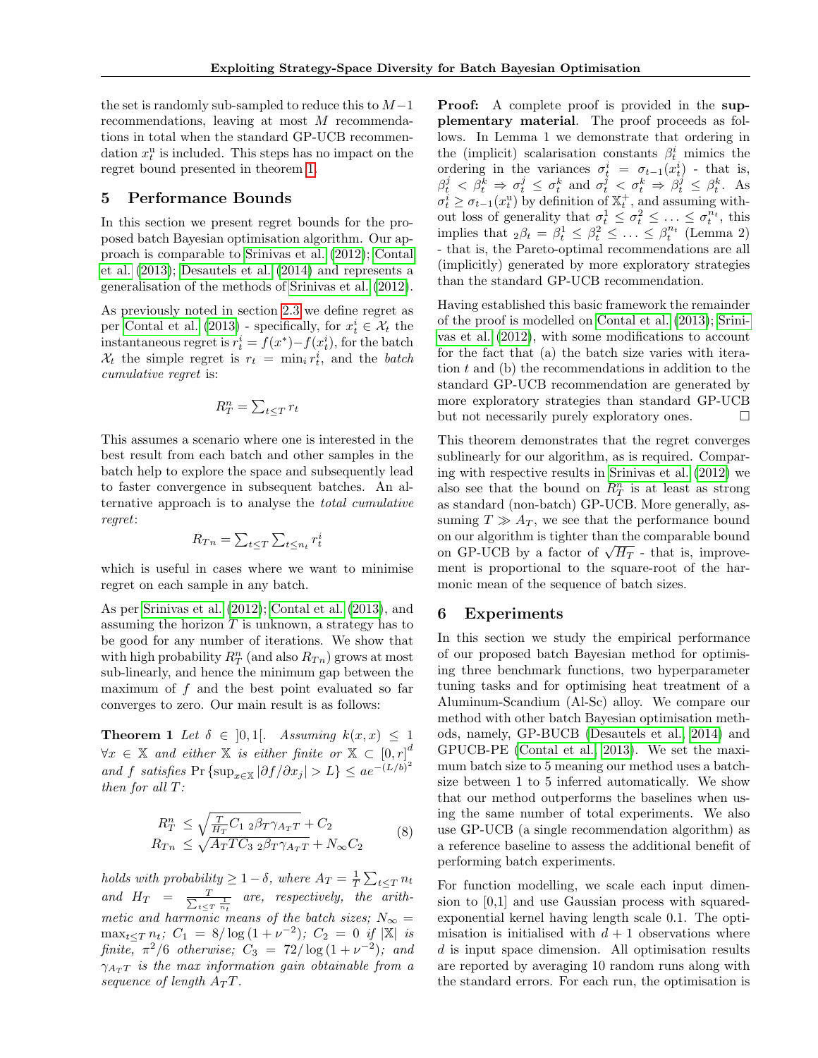the set is randomly sub-sampled to reduce this to $M-1$ recommendations, leaving at most $M$ recommendations in total when the standard GP-UCB recommendation $x_t^{\mathrm{u}}$ is included. This steps has no impact on the regret bound presented in theorem 1.

## 5 Performance Bounds

In this section we present regret bounds for the proposed batch Bayesian optimisation algorithm. Our approach is comparable to Srinivas et al. (2012); Contal et al. (2013); Desautels et al. (2014) and represents a generalisation of the methods of Srinivas et al. (2012).

As previously noted in section 2.3 we define regret as per Contal et al. (2013) - specifically, for $x_t^i \in \mathcal{X}_t$ the instantaneous regret is $r_t^i = f(x^*) - f(x_t^i)$, for the batch $\mathcal{X}_t$ the simple regret is $r_t = \min_i r_t^i$, and the *batch cumulative regret* is:

$$R_T^n = \sum_{t \leq T} r_t$$

This assumes a scenario where one is interested in the best result from each batch and other samples in the batch help to explore the space and subsequently lead to faster convergence in subsequent batches. An alternative approach is to analyse the *total cumulative regret*:

$$R_{Tn} = \sum_{t \leq T} \sum_{t \leq n_t} r_t^i$$

which is useful in cases where we want to minimise regret on each sample in any batch.

As per Srinivas et al. (2012); Contal et al. (2013), and assuming the horizon $T$ is unknown, a strategy has to be good for any number of iterations. We show that with high probability $R_T^n$ (and also $R_{Tn}$) grows at most sub-linearly, and hence the minimum gap between the maximum of $f$ and the best point evaluated so far converges to zero. Our main result is as follows:

**Theorem 1** *Let $\delta \in ]0,1[$. Assuming $k(x,x) \leq 1$ $\forall x \in \mathbb{X}$ and either $\mathbb{X}$ is either finite or $\mathbb{X} \subset [0,r]^d$ and $f$ satisfies $\Pr\{\sup_{x \in \mathbb{X}} |\partial f / \partial x_j| > L\} \leq a e^{-(L/b)^2}$ then for all $T$:*

$$\begin{aligned} R_T^n &\leq \sqrt{\tfrac{T}{H_T} C_1 \, {}_2\beta_T \gamma_{A_T T}} + C_2 \\ R_{Tn} &\leq \sqrt{A_T T C_3 \, {}_2\beta_T \gamma_{A_T T}} + N_\infty C_2 \end{aligned} \tag{8}$$

*holds with probability $\geq 1-\delta$, where $A_T = \frac{1}{T}\sum_{t \leq T} n_t$ and $H_T = \frac{T}{\sum_{t \leq T} \frac{1}{n_t}}$ are, respectively, the arithmetic and harmonic means of the batch sizes; $N_\infty = \max_{t \leq T} n_t$; $C_1 = 8/\log(1+\nu^{-2})$; $C_2 = 0$ if $|\mathbb{X}|$ is finite, $\pi^2/6$ otherwise; $C_3 = 72/\log(1+\nu^{-2})$; and $\gamma_{A_T T}$ is the max information gain obtainable from a sequence of length $A_T T$.*

**Proof:** A complete proof is provided in the **supplementary material**. The proof proceeds as follows. In Lemma 1 we demonstrate that ordering in the (implicit) scalarisation constants $\beta_t^i$ mimics the ordering in the variances $\sigma_t^i = \sigma_{t-1}(x_t^i)$ - that is, $\beta_t^j < \beta_t^k \Rightarrow \sigma_t^j \leq \sigma_t^k$ and $\sigma_t^j < \sigma_t^k \Rightarrow \beta_t^j \leq \beta_t^k$. As $\sigma_t^i \geq \sigma_{t-1}(x_t^{\mathrm{u}})$ by definition of $\mathbb{X}_t^+$, and assuming without loss of generality that $\sigma_t^1 \leq \sigma_t^2 \leq \ldots \leq \sigma_t^{n_t}$, this implies that ${}_2\beta_t = \beta_t^1 \leq \beta_t^2 \leq \ldots \leq \beta_t^{n_t}$ (Lemma 2) - that is, the Pareto-optimal recommendations are all (implicitly) generated by more exploratory strategies than the standard GP-UCB recommendation.

Having established this basic framework the remainder of the proof is modelled on Contal et al. (2013); Srinivas et al. (2012), with some modifications to account for the fact that (a) the batch size varies with iteration $t$ and (b) the recommendations in addition to the standard GP-UCB recommendation are generated by more exploratory strategies than standard GP-UCB but not necessarily purely exploratory ones. □

This theorem demonstrates that the regret converges sublinearly for our algorithm, as is required. Comparing with respective results in Srinivas et al. (2012) we also see that the bound on $R_T^n$ is at least as strong as standard (non-batch) GP-UCB. More generally, assuming $T \gg A_T$, we see that the performance bound on our algorithm is tighter than the comparable bound on GP-UCB by a factor of $\sqrt{H_T}$ - that is, improvement is proportional to the square-root of the harmonic mean of the sequence of batch sizes.

## 6 Experiments

In this section we study the empirical performance of our proposed batch Bayesian method for optimising three benchmark functions, two hyperparameter tuning tasks and for optimising heat treatment of a Aluminum-Scandium (Al-Sc) alloy. We compare our method with other batch Bayesian optimisation methods, namely, GP-BUCB (Desautels et al., 2014) and GPUCB-PE (Contal et al., 2013). We set the maximum batch size to 5 meaning our method uses a batch-size between 1 to 5 inferred automatically. We show that our method outperforms the baselines when using the same number of total experiments. We also use GP-UCB (a single recommendation algorithm) as a reference baseline to assess the additional benefit of performing batch experiments.

For function modelling, we scale each input dimension to [0,1] and use Gaussian process with squared-exponential kernel having length scale 0.1. The optimisation is initialised with $d+1$ observations where $d$ is input space dimension. All optimisation results are reported by averaging 10 random runs along with the standard errors. For each run, the optimisation is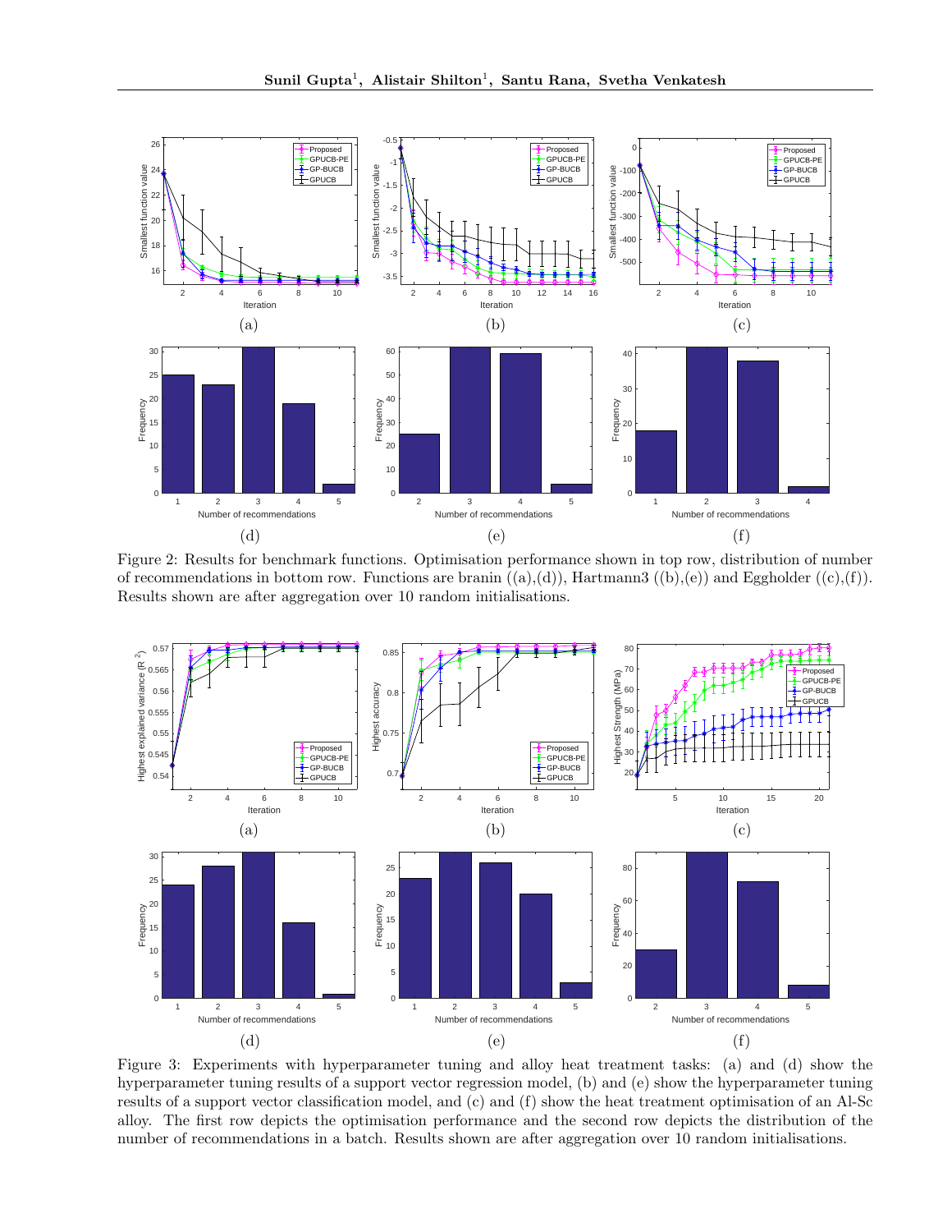Figure 2: Results for benchmark functions. Optimisation performance shown in top row, distribution of number of recommendations in bottom row. Functions are branin ((a),(d)), Hartmann3 ((b),(e)) and Eggholder ((c),(f)). Results shown are after aggregation over 10 random initialisations.

Figure 3: Experiments with hyperparameter tuning and alloy heat treatment tasks: (a) and (d) show the hyperparameter tuning results of a support vector regression model, (b) and (e) show the hyperparameter tuning results of a support vector classification model, and (c) and (f) show the heat treatment optimisation of an Al-Sc alloy. The first row depicts the optimisation performance and the second row depicts the distribution of the number of recommendations in a batch. Results shown are after aggregation over 10 random initialisations.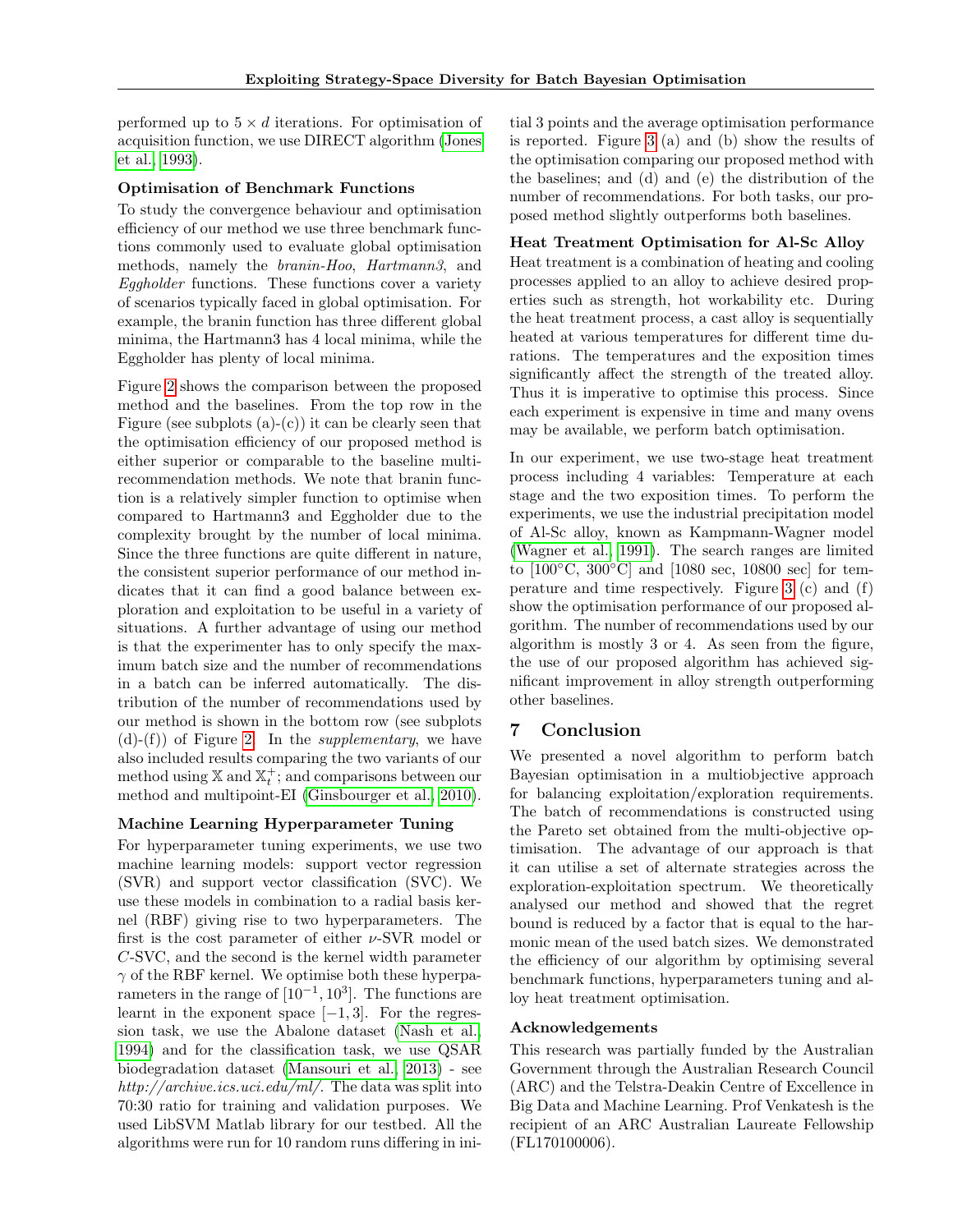performed up to $5 \times d$ iterations. For optimisation of acquisition function, we use DIRECT algorithm (Jones et al., 1993).

**Optimisation of Benchmark Functions**

To study the convergence behaviour and optimisation efficiency of our method we use three benchmark functions commonly used to evaluate global optimisation methods, namely the *branin-Hoo*, *Hartmann3*, and *Eggholder* functions. These functions cover a variety of scenarios typically faced in global optimisation. For example, the branin function has three different global minima, the Hartmann3 has 4 local minima, while the Eggholder has plenty of local minima.

Figure 2 shows the comparison between the proposed method and the baselines. From the top row in the Figure (see subplots (a)-(c)) it can be clearly seen that the optimisation efficiency of our proposed method is either superior or comparable to the baseline multi-recommendation methods. We note that branin function is a relatively simpler function to optimise when compared to Hartmann3 and Eggholder due to the complexity brought by the number of local minima. Since the three functions are quite different in nature, the consistent superior performance of our method indicates that it can find a good balance between exploration and exploitation to be useful in a variety of situations. A further advantage of using our method is that the experimenter has to only specify the maximum batch size and the number of recommendations in a batch can be inferred automatically. The distribution of the number of recommendations used by our method is shown in the bottom row (see subplots (d)-(f)) of Figure 2. In the *supplementary*, we have also included results comparing the two variants of our method using $\mathbb{X}$ and $\mathbb{X}_t^+$; and comparisons between our method and multipoint-EI (Ginsbourger et al., 2010).

**Machine Learning Hyperparameter Tuning**

For hyperparameter tuning experiments, we use two machine learning models: support vector regression (SVR) and support vector classification (SVC). We use these models in combination to a radial basis kernel (RBF) giving rise to two hyperparameters. The first is the cost parameter of either $\nu$-SVR model or $C$-SVC, and the second is the kernel width parameter $\gamma$ of the RBF kernel. We optimise both these hyperparameters in the range of $[10^{-1}, 10^3]$. The functions are learnt in the exponent space $[-1, 3]$. For the regression task, we use the Abalone dataset (Nash et al., 1994) and for the classification task, we use QSAR biodegradation dataset (Mansouri et al., 2013) - see *http://archive.ics.uci.edu/ml/*. The data was split into 70:30 ratio for training and validation purposes. We used LibSVM Matlab library for our testbed. All the algorithms were run for 10 random runs differing in initial 3 points and the average optimisation performance is reported. Figure 3 (a) and (b) show the results of the optimisation comparing our proposed method with the baselines; and (d) and (e) the distribution of the number of recommendations. For both tasks, our proposed method slightly outperforms both baselines.

**Heat Treatment Optimisation for Al-Sc Alloy**

Heat treatment is a combination of heating and cooling processes applied to an alloy to achieve desired properties such as strength, hot workability etc. During the heat treatment process, a cast alloy is sequentially heated at various temperatures for different time durations. The temperatures and the exposition times significantly affect the strength of the treated alloy. Thus it is imperative to optimise this process. Since each experiment is expensive in time and many ovens may be available, we perform batch optimisation.

In our experiment, we use two-stage heat treatment process including 4 variables: Temperature at each stage and the two exposition times. To perform the experiments, we use the industrial precipitation model of Al-Sc alloy, known as Kampmann-Wagner model (Wagner et al., 1991). The search ranges are limited to [100°C, 300°C] and [1080 sec, 10800 sec] for temperature and time respectively. Figure 3 (c) and (f) show the optimisation performance of our proposed algorithm. The number of recommendations used by our algorithm is mostly 3 or 4. As seen from the figure, the use of our proposed algorithm has achieved significant improvement in alloy strength outperforming other baselines.

## 7 Conclusion

We presented a novel algorithm to perform batch Bayesian optimisation in a multiobjective approach for balancing exploitation/exploration requirements. The batch of recommendations is constructed using the Pareto set obtained from the multi-objective optimisation. The advantage of our approach is that it can utilise a set of alternate strategies across the exploration-exploitation spectrum. We theoretically analysed our method and showed that the regret bound is reduced by a factor that is equal to the harmonic mean of the used batch sizes. We demonstrated the efficiency of our algorithm by optimising several benchmark functions, hyperparameters tuning and alloy heat treatment optimisation.

**Acknowledgements**

This research was partially funded by the Australian Government through the Australian Research Council (ARC) and the Telstra-Deakin Centre of Excellence in Big Data and Machine Learning. Prof Venkatesh is the recipient of an ARC Australian Laureate Fellowship (FL170100006).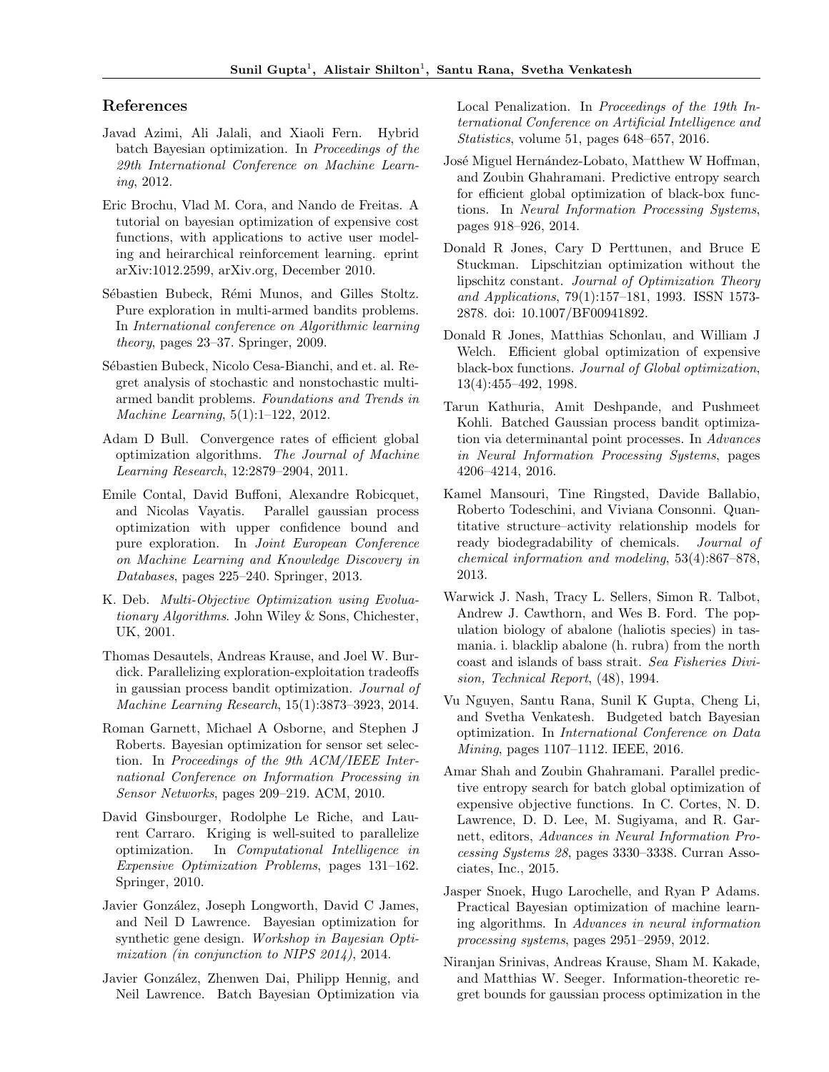## References

Javad Azimi, Ali Jalali, and Xiaoli Fern. Hybrid batch Bayesian optimization. In *Proceedings of the 29th International Conference on Machine Learning*, 2012.

Eric Brochu, Vlad M. Cora, and Nando de Freitas. A tutorial on bayesian optimization of expensive cost functions, with applications to active user modeling and heirarchical reinforcement learning. eprint arXiv:1012.2599, arXiv.org, December 2010.

Sébastien Bubeck, Rémi Munos, and Gilles Stoltz. Pure exploration in multi-armed bandits problems. In *International conference on Algorithmic learning theory*, pages 23–37. Springer, 2009.

Sébastien Bubeck, Nicolo Cesa-Bianchi, and et. al. Regret analysis of stochastic and nonstochastic multi-armed bandit problems. *Foundations and Trends in Machine Learning*, 5(1):1–122, 2012.

Adam D Bull. Convergence rates of efficient global optimization algorithms. *The Journal of Machine Learning Research*, 12:2879–2904, 2011.

Emile Contal, David Buffoni, Alexandre Robicquet, and Nicolas Vayatis. Parallel gaussian process optimization with upper confidence bound and pure exploration. In *Joint European Conference on Machine Learning and Knowledge Discovery in Databases*, pages 225–240. Springer, 2013.

K. Deb. *Multi-Objective Optimization using Evolutionary Algorithms*. John Wiley & Sons, Chichester, UK, 2001.

Thomas Desautels, Andreas Krause, and Joel W. Burdick. Parallelizing exploration-exploitation tradeoffs in gaussian process bandit optimization. *Journal of Machine Learning Research*, 15(1):3873–3923, 2014.

Roman Garnett, Michael A Osborne, and Stephen J Roberts. Bayesian optimization for sensor set selection. In *Proceedings of the 9th ACM/IEEE International Conference on Information Processing in Sensor Networks*, pages 209–219. ACM, 2010.

David Ginsbourger, Rodolphe Le Riche, and Laurent Carraro. Kriging is well-suited to parallelize optimization. In *Computational Intelligence in Expensive Optimization Problems*, pages 131–162. Springer, 2010.

Javier González, Joseph Longworth, David C James, and Neil D Lawrence. Bayesian optimization for synthetic gene design. *Workshop in Bayesian Optimization (in conjunction to NIPS 2014)*, 2014.

Javier González, Zhenwen Dai, Philipp Hennig, and Neil Lawrence. Batch Bayesian Optimization via Local Penalization. In *Proceedings of the 19th International Conference on Artificial Intelligence and Statistics*, volume 51, pages 648–657, 2016.

José Miguel Hernández-Lobato, Matthew W Hoffman, and Zoubin Ghahramani. Predictive entropy search for efficient global optimization of black-box functions. In *Neural Information Processing Systems*, pages 918–926, 2014.

Donald R Jones, Cary D Perttunen, and Bruce E Stuckman. Lipschitzian optimization without the lipschitz constant. *Journal of Optimization Theory and Applications*, 79(1):157–181, 1993. ISSN 1573-2878. doi: 10.1007/BF00941892.

Donald R Jones, Matthias Schonlau, and William J Welch. Efficient global optimization of expensive black-box functions. *Journal of Global optimization*, 13(4):455–492, 1998.

Tarun Kathuria, Amit Deshpande, and Pushmeet Kohli. Batched Gaussian process bandit optimization via determinantal point processes. In *Advances in Neural Information Processing Systems*, pages 4206–4214, 2016.

Kamel Mansouri, Tine Ringsted, Davide Ballabio, Roberto Todeschini, and Viviana Consonni. Quantitative structure–activity relationship models for ready biodegradability of chemicals. *Journal of chemical information and modeling*, 53(4):867–878, 2013.

Warwick J. Nash, Tracy L. Sellers, Simon R. Talbot, Andrew J. Cawthorn, and Wes B. Ford. The population biology of abalone (haliotis species) in tasmania. i. blacklip abalone (h. rubra) from the north coast and islands of bass strait. *Sea Fisheries Division, Technical Report*, (48), 1994.

Vu Nguyen, Santu Rana, Sunil K Gupta, Cheng Li, and Svetha Venkatesh. Budgeted batch Bayesian optimization. In *International Conference on Data Mining*, pages 1107–1112. IEEE, 2016.

Amar Shah and Zoubin Ghahramani. Parallel predictive entropy search for batch global optimization of expensive objective functions. In C. Cortes, N. D. Lawrence, D. D. Lee, M. Sugiyama, and R. Garnett, editors, *Advances in Neural Information Processing Systems 28*, pages 3330–3338. Curran Associates, Inc., 2015.

Jasper Snoek, Hugo Larochelle, and Ryan P Adams. Practical Bayesian optimization of machine learning algorithms. In *Advances in neural information processing systems*, pages 2951–2959, 2012.

Niranjan Srinivas, Andreas Krause, Sham M. Kakade, and Matthias W. Seeger. Information-theoretic regret bounds for gaussian process optimization in the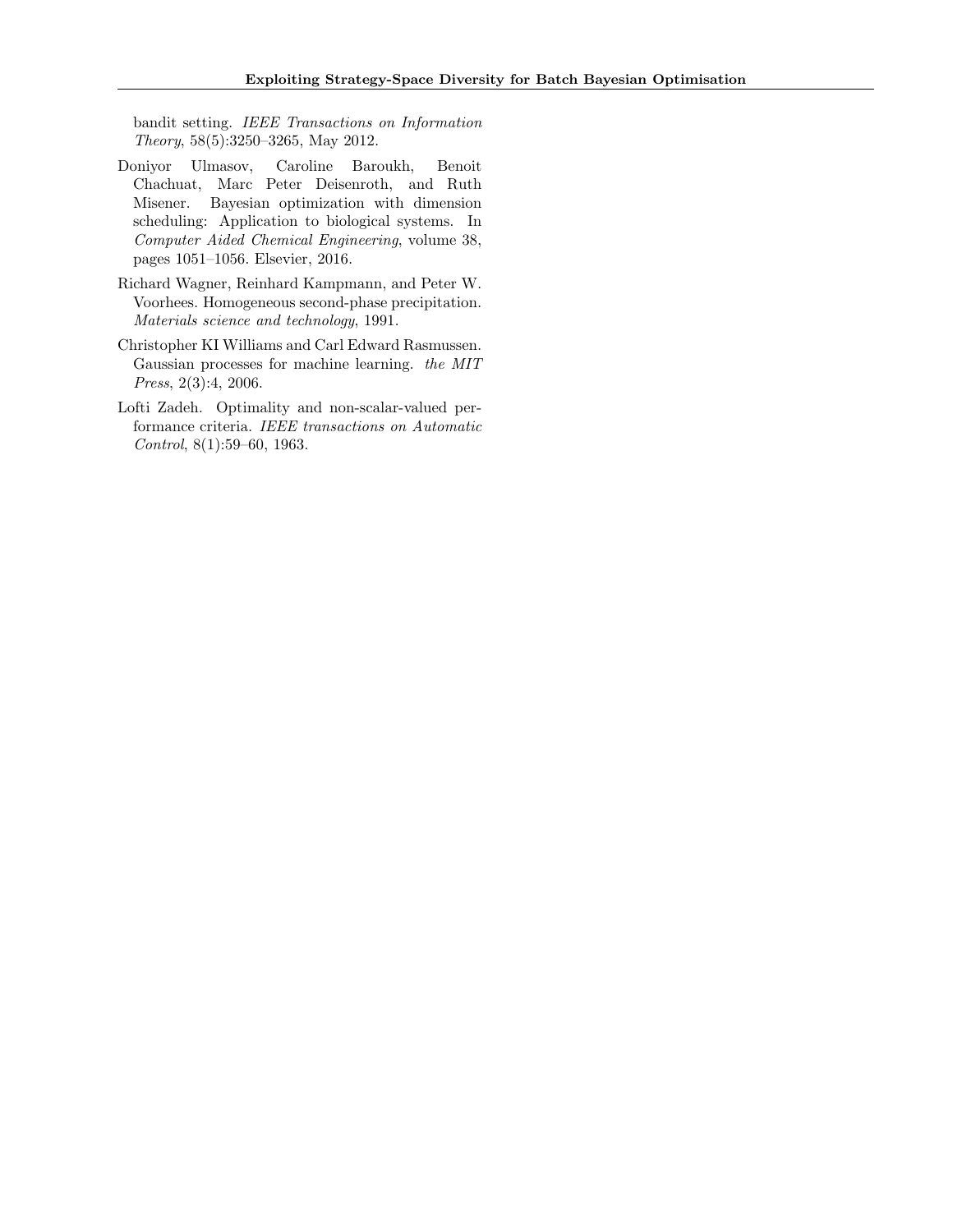bandit setting. *IEEE Transactions on Information Theory*, 58(5):3250–3265, May 2012.

Doniyor Ulmasov, Caroline Baroukh, Benoit Chachuat, Marc Peter Deisenroth, and Ruth Misener. Bayesian optimization with dimension scheduling: Application to biological systems. In *Computer Aided Chemical Engineering*, volume 38, pages 1051–1056. Elsevier, 2016.

Richard Wagner, Reinhard Kampmann, and Peter W. Voorhees. Homogeneous second-phase precipitation. *Materials science and technology*, 1991.

Christopher KI Williams and Carl Edward Rasmussen. Gaussian processes for machine learning. *the MIT Press*, 2(3):4, 2006.

Lofti Zadeh. Optimality and non-scalar-valued performance criteria. *IEEE transactions on Automatic Control*, 8(1):59–60, 1963.